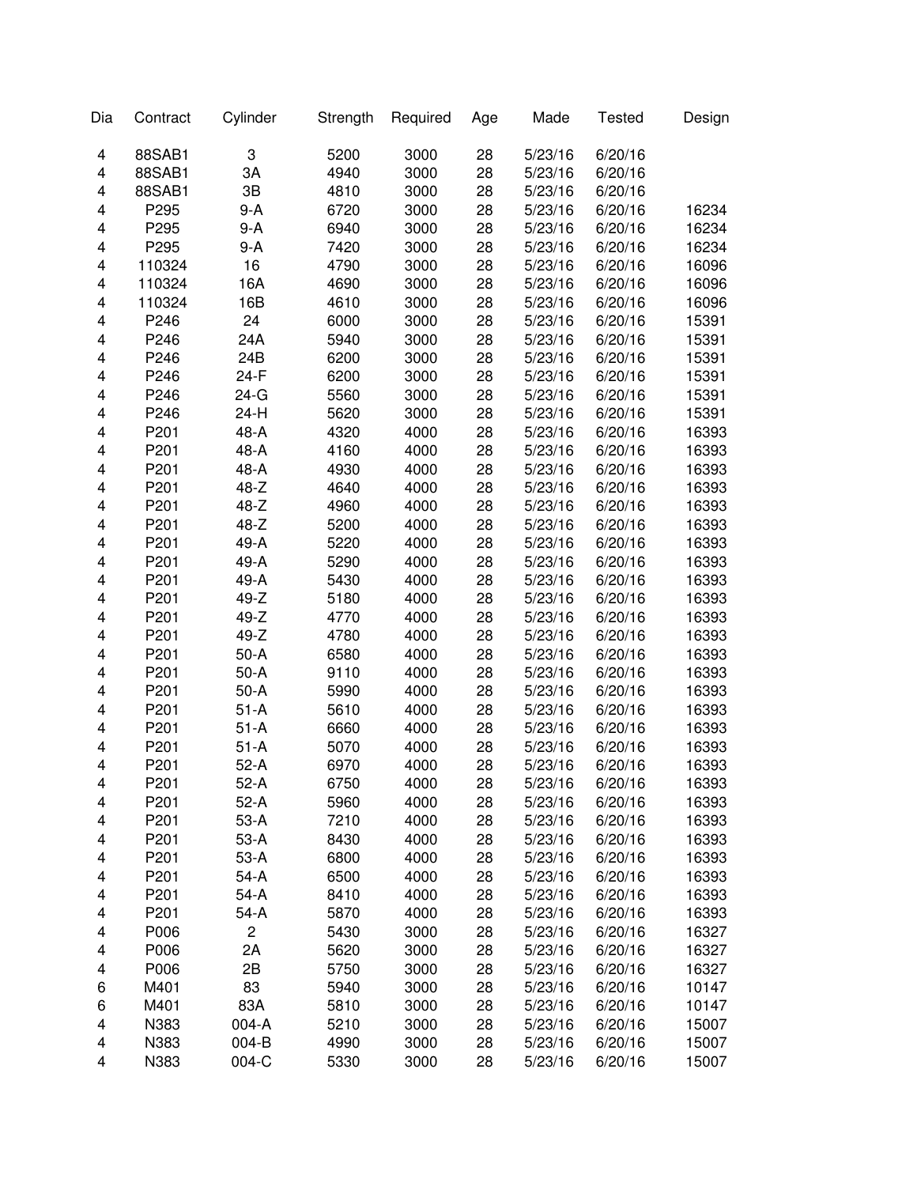| Dia | Contract | Cylinder | Strength | Required | Age | Made | Tested | Design |
|---|---|---|---|---|---|---|---|---|
| 4 | 88SAB1 | 3 | 5200 | 3000 | 28 | 5/23/16 | 6/20/16 | |
| 4 | 88SAB1 | 3A | 4940 | 3000 | 28 | 5/23/16 | 6/20/16 | |
| 4 | 88SAB1 | 3B | 4810 | 3000 | 28 | 5/23/16 | 6/20/16 | |
| 4 | P295 | 9-A | 6720 | 3000 | 28 | 5/23/16 | 6/20/16 | 16234 |
| 4 | P295 | 9-A | 6940 | 3000 | 28 | 5/23/16 | 6/20/16 | 16234 |
| 4 | P295 | 9-A | 7420 | 3000 | 28 | 5/23/16 | 6/20/16 | 16234 |
| 4 | 110324 | 16 | 4790 | 3000 | 28 | 5/23/16 | 6/20/16 | 16096 |
| 4 | 110324 | 16A | 4690 | 3000 | 28 | 5/23/16 | 6/20/16 | 16096 |
| 4 | 110324 | 16B | 4610 | 3000 | 28 | 5/23/16 | 6/20/16 | 16096 |
| 4 | P246 | 24 | 6000 | 3000 | 28 | 5/23/16 | 6/20/16 | 15391 |
| 4 | P246 | 24A | 5940 | 3000 | 28 | 5/23/16 | 6/20/16 | 15391 |
| 4 | P246 | 24B | 6200 | 3000 | 28 | 5/23/16 | 6/20/16 | 15391 |
| 4 | P246 | 24-F | 6200 | 3000 | 28 | 5/23/16 | 6/20/16 | 15391 |
| 4 | P246 | 24-G | 5560 | 3000 | 28 | 5/23/16 | 6/20/16 | 15391 |
| 4 | P246 | 24-H | 5620 | 3000 | 28 | 5/23/16 | 6/20/16 | 15391 |
| 4 | P201 | 48-A | 4320 | 4000 | 28 | 5/23/16 | 6/20/16 | 16393 |
| 4 | P201 | 48-A | 4160 | 4000 | 28 | 5/23/16 | 6/20/16 | 16393 |
| 4 | P201 | 48-A | 4930 | 4000 | 28 | 5/23/16 | 6/20/16 | 16393 |
| 4 | P201 | 48-Z | 4640 | 4000 | 28 | 5/23/16 | 6/20/16 | 16393 |
| 4 | P201 | 48-Z | 4960 | 4000 | 28 | 5/23/16 | 6/20/16 | 16393 |
| 4 | P201 | 48-Z | 5200 | 4000 | 28 | 5/23/16 | 6/20/16 | 16393 |
| 4 | P201 | 49-A | 5220 | 4000 | 28 | 5/23/16 | 6/20/16 | 16393 |
| 4 | P201 | 49-A | 5290 | 4000 | 28 | 5/23/16 | 6/20/16 | 16393 |
| 4 | P201 | 49-A | 5430 | 4000 | 28 | 5/23/16 | 6/20/16 | 16393 |
| 4 | P201 | 49-Z | 5180 | 4000 | 28 | 5/23/16 | 6/20/16 | 16393 |
| 4 | P201 | 49-Z | 4770 | 4000 | 28 | 5/23/16 | 6/20/16 | 16393 |
| 4 | P201 | 49-Z | 4780 | 4000 | 28 | 5/23/16 | 6/20/16 | 16393 |
| 4 | P201 | 50-A | 6580 | 4000 | 28 | 5/23/16 | 6/20/16 | 16393 |
| 4 | P201 | 50-A | 9110 | 4000 | 28 | 5/23/16 | 6/20/16 | 16393 |
| 4 | P201 | 50-A | 5990 | 4000 | 28 | 5/23/16 | 6/20/16 | 16393 |
| 4 | P201 | 51-A | 5610 | 4000 | 28 | 5/23/16 | 6/20/16 | 16393 |
| 4 | P201 | 51-A | 6660 | 4000 | 28 | 5/23/16 | 6/20/16 | 16393 |
| 4 | P201 | 51-A | 5070 | 4000 | 28 | 5/23/16 | 6/20/16 | 16393 |
| 4 | P201 | 52-A | 6970 | 4000 | 28 | 5/23/16 | 6/20/16 | 16393 |
| 4 | P201 | 52-A | 6750 | 4000 | 28 | 5/23/16 | 6/20/16 | 16393 |
| 4 | P201 | 52-A | 5960 | 4000 | 28 | 5/23/16 | 6/20/16 | 16393 |
| 4 | P201 | 53-A | 7210 | 4000 | 28 | 5/23/16 | 6/20/16 | 16393 |
| 4 | P201 | 53-A | 8430 | 4000 | 28 | 5/23/16 | 6/20/16 | 16393 |
| 4 | P201 | 53-A | 6800 | 4000 | 28 | 5/23/16 | 6/20/16 | 16393 |
| 4 | P201 | 54-A | 6500 | 4000 | 28 | 5/23/16 | 6/20/16 | 16393 |
| 4 | P201 | 54-A | 8410 | 4000 | 28 | 5/23/16 | 6/20/16 | 16393 |
| 4 | P201 | 54-A | 5870 | 4000 | 28 | 5/23/16 | 6/20/16 | 16393 |
| 4 | P006 | 2 | 5430 | 3000 | 28 | 5/23/16 | 6/20/16 | 16327 |
| 4 | P006 | 2A | 5620 | 3000 | 28 | 5/23/16 | 6/20/16 | 16327 |
| 4 | P006 | 2B | 5750 | 3000 | 28 | 5/23/16 | 6/20/16 | 16327 |
| 6 | M401 | 83 | 5940 | 3000 | 28 | 5/23/16 | 6/20/16 | 10147 |
| 6 | M401 | 83A | 5810 | 3000 | 28 | 5/23/16 | 6/20/16 | 10147 |
| 4 | N383 | 004-A | 5210 | 3000 | 28 | 5/23/16 | 6/20/16 | 15007 |
| 4 | N383 | 004-B | 4990 | 3000 | 28 | 5/23/16 | 6/20/16 | 15007 |
| 4 | N383 | 004-C | 5330 | 3000 | 28 | 5/23/16 | 6/20/16 | 15007 |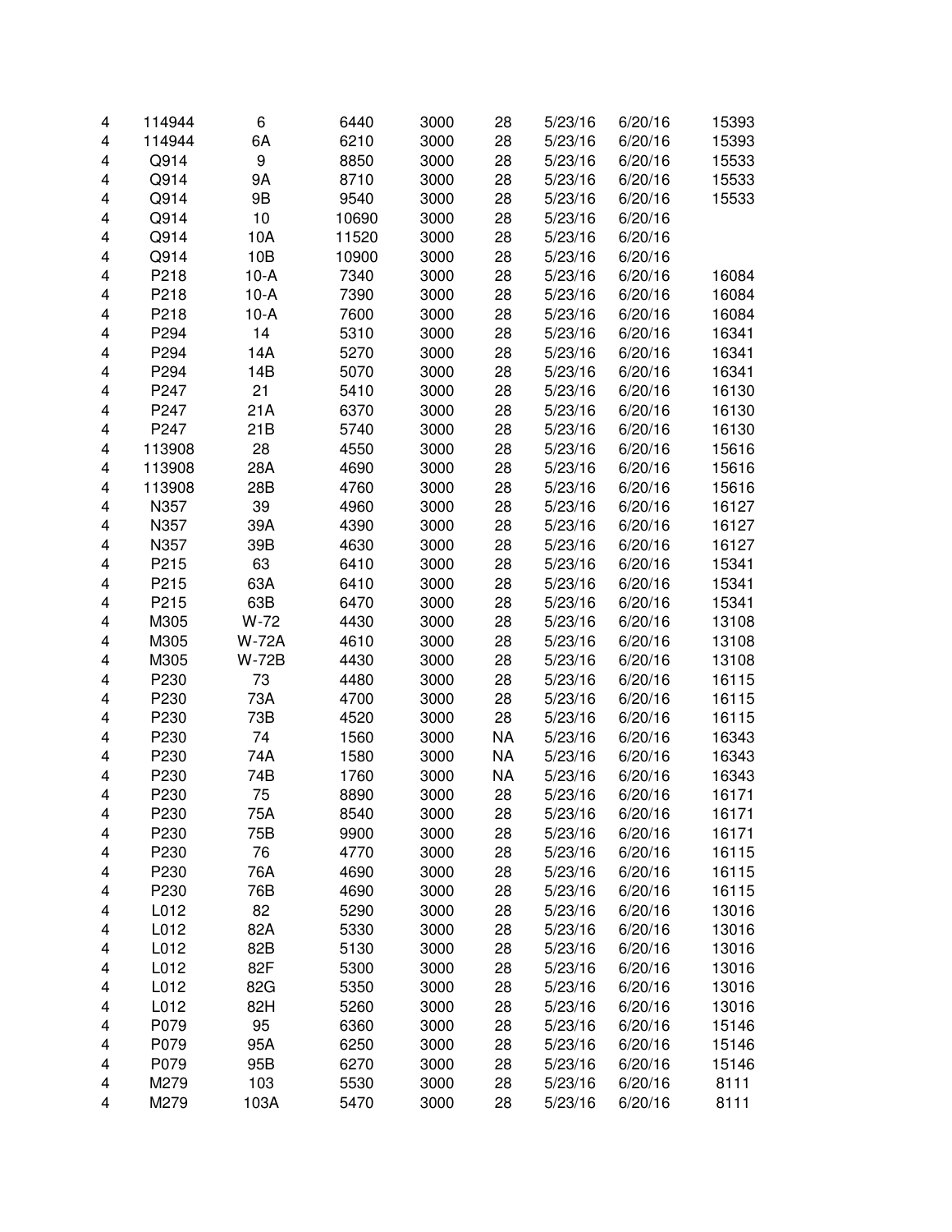| | | | | | | | | |
|---|---|---|---|---|---|---|---|---|
| 4 | 114944 | 6 | 6440 | 3000 | 28 | 5/23/16 | 6/20/16 | 15393 |
| 4 | 114944 | 6A | 6210 | 3000 | 28 | 5/23/16 | 6/20/16 | 15393 |
| 4 | Q914 | 9 | 8850 | 3000 | 28 | 5/23/16 | 6/20/16 | 15533 |
| 4 | Q914 | 9A | 8710 | 3000 | 28 | 5/23/16 | 6/20/16 | 15533 |
| 4 | Q914 | 9B | 9540 | 3000 | 28 | 5/23/16 | 6/20/16 | 15533 |
| 4 | Q914 | 10 | 10690 | 3000 | 28 | 5/23/16 | 6/20/16 | |
| 4 | Q914 | 10A | 11520 | 3000 | 28 | 5/23/16 | 6/20/16 | |
| 4 | Q914 | 10B | 10900 | 3000 | 28 | 5/23/16 | 6/20/16 | |
| 4 | P218 | 10-A | 7340 | 3000 | 28 | 5/23/16 | 6/20/16 | 16084 |
| 4 | P218 | 10-A | 7390 | 3000 | 28 | 5/23/16 | 6/20/16 | 16084 |
| 4 | P218 | 10-A | 7600 | 3000 | 28 | 5/23/16 | 6/20/16 | 16084 |
| 4 | P294 | 14 | 5310 | 3000 | 28 | 5/23/16 | 6/20/16 | 16341 |
| 4 | P294 | 14A | 5270 | 3000 | 28 | 5/23/16 | 6/20/16 | 16341 |
| 4 | P294 | 14B | 5070 | 3000 | 28 | 5/23/16 | 6/20/16 | 16341 |
| 4 | P247 | 21 | 5410 | 3000 | 28 | 5/23/16 | 6/20/16 | 16130 |
| 4 | P247 | 21A | 6370 | 3000 | 28 | 5/23/16 | 6/20/16 | 16130 |
| 4 | P247 | 21B | 5740 | 3000 | 28 | 5/23/16 | 6/20/16 | 16130 |
| 4 | 113908 | 28 | 4550 | 3000 | 28 | 5/23/16 | 6/20/16 | 15616 |
| 4 | 113908 | 28A | 4690 | 3000 | 28 | 5/23/16 | 6/20/16 | 15616 |
| 4 | 113908 | 28B | 4760 | 3000 | 28 | 5/23/16 | 6/20/16 | 15616 |
| 4 | N357 | 39 | 4960 | 3000 | 28 | 5/23/16 | 6/20/16 | 16127 |
| 4 | N357 | 39A | 4390 | 3000 | 28 | 5/23/16 | 6/20/16 | 16127 |
| 4 | N357 | 39B | 4630 | 3000 | 28 | 5/23/16 | 6/20/16 | 16127 |
| 4 | P215 | 63 | 6410 | 3000 | 28 | 5/23/16 | 6/20/16 | 15341 |
| 4 | P215 | 63A | 6410 | 3000 | 28 | 5/23/16 | 6/20/16 | 15341 |
| 4 | P215 | 63B | 6470 | 3000 | 28 | 5/23/16 | 6/20/16 | 15341 |
| 4 | M305 | W-72 | 4430 | 3000 | 28 | 5/23/16 | 6/20/16 | 13108 |
| 4 | M305 | W-72A | 4610 | 3000 | 28 | 5/23/16 | 6/20/16 | 13108 |
| 4 | M305 | W-72B | 4430 | 3000 | 28 | 5/23/16 | 6/20/16 | 13108 |
| 4 | P230 | 73 | 4480 | 3000 | 28 | 5/23/16 | 6/20/16 | 16115 |
| 4 | P230 | 73A | 4700 | 3000 | 28 | 5/23/16 | 6/20/16 | 16115 |
| 4 | P230 | 73B | 4520 | 3000 | 28 | 5/23/16 | 6/20/16 | 16115 |
| 4 | P230 | 74 | 1560 | 3000 | NA | 5/23/16 | 6/20/16 | 16343 |
| 4 | P230 | 74A | 1580 | 3000 | NA | 5/23/16 | 6/20/16 | 16343 |
| 4 | P230 | 74B | 1760 | 3000 | NA | 5/23/16 | 6/20/16 | 16343 |
| 4 | P230 | 75 | 8890 | 3000 | 28 | 5/23/16 | 6/20/16 | 16171 |
| 4 | P230 | 75A | 8540 | 3000 | 28 | 5/23/16 | 6/20/16 | 16171 |
| 4 | P230 | 75B | 9900 | 3000 | 28 | 5/23/16 | 6/20/16 | 16171 |
| 4 | P230 | 76 | 4770 | 3000 | 28 | 5/23/16 | 6/20/16 | 16115 |
| 4 | P230 | 76A | 4690 | 3000 | 28 | 5/23/16 | 6/20/16 | 16115 |
| 4 | P230 | 76B | 4690 | 3000 | 28 | 5/23/16 | 6/20/16 | 16115 |
| 4 | L012 | 82 | 5290 | 3000 | 28 | 5/23/16 | 6/20/16 | 13016 |
| 4 | L012 | 82A | 5330 | 3000 | 28 | 5/23/16 | 6/20/16 | 13016 |
| 4 | L012 | 82B | 5130 | 3000 | 28 | 5/23/16 | 6/20/16 | 13016 |
| 4 | L012 | 82F | 5300 | 3000 | 28 | 5/23/16 | 6/20/16 | 13016 |
| 4 | L012 | 82G | 5350 | 3000 | 28 | 5/23/16 | 6/20/16 | 13016 |
| 4 | L012 | 82H | 5260 | 3000 | 28 | 5/23/16 | 6/20/16 | 13016 |
| 4 | P079 | 95 | 6360 | 3000 | 28 | 5/23/16 | 6/20/16 | 15146 |
| 4 | P079 | 95A | 6250 | 3000 | 28 | 5/23/16 | 6/20/16 | 15146 |
| 4 | P079 | 95B | 6270 | 3000 | 28 | 5/23/16 | 6/20/16 | 15146 |
| 4 | M279 | 103 | 5530 | 3000 | 28 | 5/23/16 | 6/20/16 | 8111 |
| 4 | M279 | 103A | 5470 | 3000 | 28 | 5/23/16 | 6/20/16 | 8111 |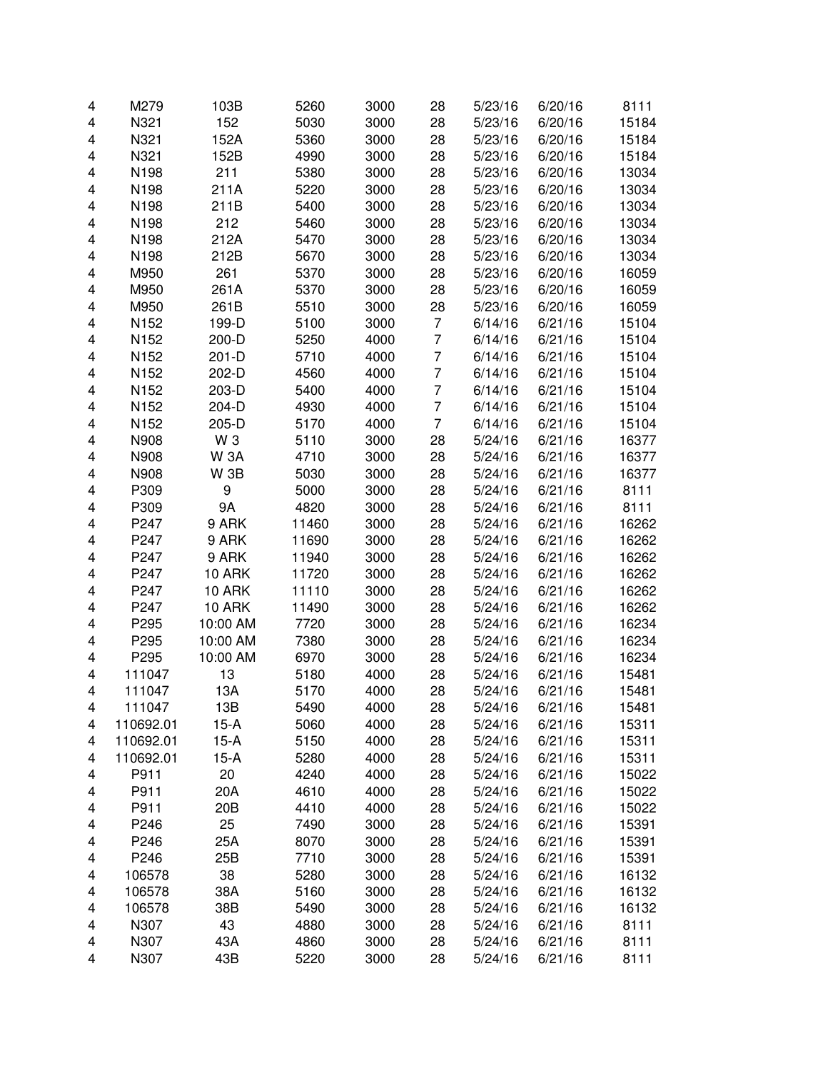| | | | | | | | | |
|---|---|---|---|---|---|---|---|---|
| 4 | M279 | 103B | 5260 | 3000 | 28 | 5/23/16 | 6/20/16 | 8111 |
| 4 | N321 | 152 | 5030 | 3000 | 28 | 5/23/16 | 6/20/16 | 15184 |
| 4 | N321 | 152A | 5360 | 3000 | 28 | 5/23/16 | 6/20/16 | 15184 |
| 4 | N321 | 152B | 4990 | 3000 | 28 | 5/23/16 | 6/20/16 | 15184 |
| 4 | N198 | 211 | 5380 | 3000 | 28 | 5/23/16 | 6/20/16 | 13034 |
| 4 | N198 | 211A | 5220 | 3000 | 28 | 5/23/16 | 6/20/16 | 13034 |
| 4 | N198 | 211B | 5400 | 3000 | 28 | 5/23/16 | 6/20/16 | 13034 |
| 4 | N198 | 212 | 5460 | 3000 | 28 | 5/23/16 | 6/20/16 | 13034 |
| 4 | N198 | 212A | 5470 | 3000 | 28 | 5/23/16 | 6/20/16 | 13034 |
| 4 | N198 | 212B | 5670 | 3000 | 28 | 5/23/16 | 6/20/16 | 13034 |
| 4 | M950 | 261 | 5370 | 3000 | 28 | 5/23/16 | 6/20/16 | 16059 |
| 4 | M950 | 261A | 5370 | 3000 | 28 | 5/23/16 | 6/20/16 | 16059 |
| 4 | M950 | 261B | 5510 | 3000 | 28 | 5/23/16 | 6/20/16 | 16059 |
| 4 | N152 | 199-D | 5100 | 3000 | 7 | 6/14/16 | 6/21/16 | 15104 |
| 4 | N152 | 200-D | 5250 | 4000 | 7 | 6/14/16 | 6/21/16 | 15104 |
| 4 | N152 | 201-D | 5710 | 4000 | 7 | 6/14/16 | 6/21/16 | 15104 |
| 4 | N152 | 202-D | 4560 | 4000 | 7 | 6/14/16 | 6/21/16 | 15104 |
| 4 | N152 | 203-D | 5400 | 4000 | 7 | 6/14/16 | 6/21/16 | 15104 |
| 4 | N152 | 204-D | 4930 | 4000 | 7 | 6/14/16 | 6/21/16 | 15104 |
| 4 | N152 | 205-D | 5170 | 4000 | 7 | 6/14/16 | 6/21/16 | 15104 |
| 4 | N908 | W 3 | 5110 | 3000 | 28 | 5/24/16 | 6/21/16 | 16377 |
| 4 | N908 | W 3A | 4710 | 3000 | 28 | 5/24/16 | 6/21/16 | 16377 |
| 4 | N908 | W 3B | 5030 | 3000 | 28 | 5/24/16 | 6/21/16 | 16377 |
| 4 | P309 | 9 | 5000 | 3000 | 28 | 5/24/16 | 6/21/16 | 8111 |
| 4 | P309 | 9A | 4820 | 3000 | 28 | 5/24/16 | 6/21/16 | 8111 |
| 4 | P247 | 9 ARK | 11460 | 3000 | 28 | 5/24/16 | 6/21/16 | 16262 |
| 4 | P247 | 9 ARK | 11690 | 3000 | 28 | 5/24/16 | 6/21/16 | 16262 |
| 4 | P247 | 9 ARK | 11940 | 3000 | 28 | 5/24/16 | 6/21/16 | 16262 |
| 4 | P247 | 10 ARK | 11720 | 3000 | 28 | 5/24/16 | 6/21/16 | 16262 |
| 4 | P247 | 10 ARK | 11110 | 3000 | 28 | 5/24/16 | 6/21/16 | 16262 |
| 4 | P247 | 10 ARK | 11490 | 3000 | 28 | 5/24/16 | 6/21/16 | 16262 |
| 4 | P295 | 10:00 AM | 7720 | 3000 | 28 | 5/24/16 | 6/21/16 | 16234 |
| 4 | P295 | 10:00 AM | 7380 | 3000 | 28 | 5/24/16 | 6/21/16 | 16234 |
| 4 | P295 | 10:00 AM | 6970 | 3000 | 28 | 5/24/16 | 6/21/16 | 16234 |
| 4 | 111047 | 13 | 5180 | 4000 | 28 | 5/24/16 | 6/21/16 | 15481 |
| 4 | 111047 | 13A | 5170 | 4000 | 28 | 5/24/16 | 6/21/16 | 15481 |
| 4 | 111047 | 13B | 5490 | 4000 | 28 | 5/24/16 | 6/21/16 | 15481 |
| 4 | 110692.01 | 15-A | 5060 | 4000 | 28 | 5/24/16 | 6/21/16 | 15311 |
| 4 | 110692.01 | 15-A | 5150 | 4000 | 28 | 5/24/16 | 6/21/16 | 15311 |
| 4 | 110692.01 | 15-A | 5280 | 4000 | 28 | 5/24/16 | 6/21/16 | 15311 |
| 4 | P911 | 20 | 4240 | 4000 | 28 | 5/24/16 | 6/21/16 | 15022 |
| 4 | P911 | 20A | 4610 | 4000 | 28 | 5/24/16 | 6/21/16 | 15022 |
| 4 | P911 | 20B | 4410 | 4000 | 28 | 5/24/16 | 6/21/16 | 15022 |
| 4 | P246 | 25 | 7490 | 3000 | 28 | 5/24/16 | 6/21/16 | 15391 |
| 4 | P246 | 25A | 8070 | 3000 | 28 | 5/24/16 | 6/21/16 | 15391 |
| 4 | P246 | 25B | 7710 | 3000 | 28 | 5/24/16 | 6/21/16 | 15391 |
| 4 | 106578 | 38 | 5280 | 3000 | 28 | 5/24/16 | 6/21/16 | 16132 |
| 4 | 106578 | 38A | 5160 | 3000 | 28 | 5/24/16 | 6/21/16 | 16132 |
| 4 | 106578 | 38B | 5490 | 3000 | 28 | 5/24/16 | 6/21/16 | 16132 |
| 4 | N307 | 43 | 4880 | 3000 | 28 | 5/24/16 | 6/21/16 | 8111 |
| 4 | N307 | 43A | 4860 | 3000 | 28 | 5/24/16 | 6/21/16 | 8111 |
| 4 | N307 | 43B | 5220 | 3000 | 28 | 5/24/16 | 6/21/16 | 8111 |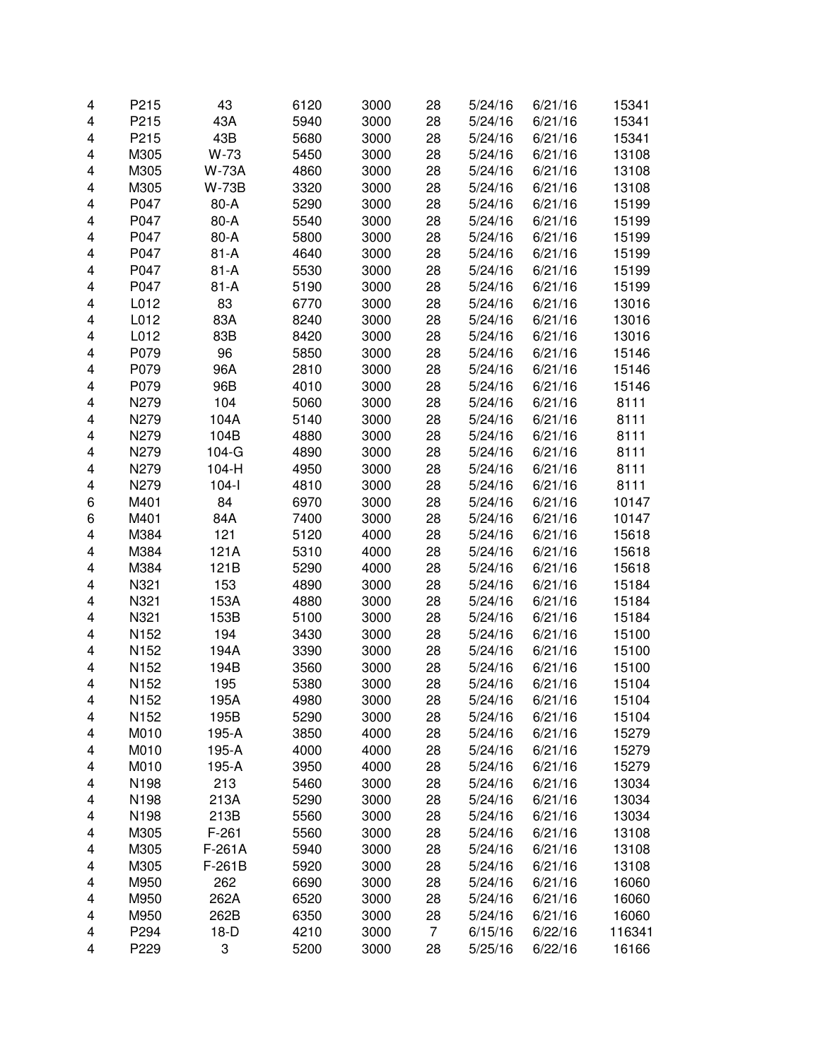| | | | | | | | | |
|---|---|---|---|---|---|---|---|---|
| 4 | P215 | 43 | 6120 | 3000 | 28 | 5/24/16 | 6/21/16 | 15341 |
| 4 | P215 | 43A | 5940 | 3000 | 28 | 5/24/16 | 6/21/16 | 15341 |
| 4 | P215 | 43B | 5680 | 3000 | 28 | 5/24/16 | 6/21/16 | 15341 |
| 4 | M305 | W-73 | 5450 | 3000 | 28 | 5/24/16 | 6/21/16 | 13108 |
| 4 | M305 | W-73A | 4860 | 3000 | 28 | 5/24/16 | 6/21/16 | 13108 |
| 4 | M305 | W-73B | 3320 | 3000 | 28 | 5/24/16 | 6/21/16 | 13108 |
| 4 | P047 | 80-A | 5290 | 3000 | 28 | 5/24/16 | 6/21/16 | 15199 |
| 4 | P047 | 80-A | 5540 | 3000 | 28 | 5/24/16 | 6/21/16 | 15199 |
| 4 | P047 | 80-A | 5800 | 3000 | 28 | 5/24/16 | 6/21/16 | 15199 |
| 4 | P047 | 81-A | 4640 | 3000 | 28 | 5/24/16 | 6/21/16 | 15199 |
| 4 | P047 | 81-A | 5530 | 3000 | 28 | 5/24/16 | 6/21/16 | 15199 |
| 4 | P047 | 81-A | 5190 | 3000 | 28 | 5/24/16 | 6/21/16 | 15199 |
| 4 | L012 | 83 | 6770 | 3000 | 28 | 5/24/16 | 6/21/16 | 13016 |
| 4 | L012 | 83A | 8240 | 3000 | 28 | 5/24/16 | 6/21/16 | 13016 |
| 4 | L012 | 83B | 8420 | 3000 | 28 | 5/24/16 | 6/21/16 | 13016 |
| 4 | P079 | 96 | 5850 | 3000 | 28 | 5/24/16 | 6/21/16 | 15146 |
| 4 | P079 | 96A | 2810 | 3000 | 28 | 5/24/16 | 6/21/16 | 15146 |
| 4 | P079 | 96B | 4010 | 3000 | 28 | 5/24/16 | 6/21/16 | 15146 |
| 4 | N279 | 104 | 5060 | 3000 | 28 | 5/24/16 | 6/21/16 | 8111 |
| 4 | N279 | 104A | 5140 | 3000 | 28 | 5/24/16 | 6/21/16 | 8111 |
| 4 | N279 | 104B | 4880 | 3000 | 28 | 5/24/16 | 6/21/16 | 8111 |
| 4 | N279 | 104-G | 4890 | 3000 | 28 | 5/24/16 | 6/21/16 | 8111 |
| 4 | N279 | 104-H | 4950 | 3000 | 28 | 5/24/16 | 6/21/16 | 8111 |
| 4 | N279 | 104-I | 4810 | 3000 | 28 | 5/24/16 | 6/21/16 | 8111 |
| 6 | M401 | 84 | 6970 | 3000 | 28 | 5/24/16 | 6/21/16 | 10147 |
| 6 | M401 | 84A | 7400 | 3000 | 28 | 5/24/16 | 6/21/16 | 10147 |
| 4 | M384 | 121 | 5120 | 4000 | 28 | 5/24/16 | 6/21/16 | 15618 |
| 4 | M384 | 121A | 5310 | 4000 | 28 | 5/24/16 | 6/21/16 | 15618 |
| 4 | M384 | 121B | 5290 | 4000 | 28 | 5/24/16 | 6/21/16 | 15618 |
| 4 | N321 | 153 | 4890 | 3000 | 28 | 5/24/16 | 6/21/16 | 15184 |
| 4 | N321 | 153A | 4880 | 3000 | 28 | 5/24/16 | 6/21/16 | 15184 |
| 4 | N321 | 153B | 5100 | 3000 | 28 | 5/24/16 | 6/21/16 | 15184 |
| 4 | N152 | 194 | 3430 | 3000 | 28 | 5/24/16 | 6/21/16 | 15100 |
| 4 | N152 | 194A | 3390 | 3000 | 28 | 5/24/16 | 6/21/16 | 15100 |
| 4 | N152 | 194B | 3560 | 3000 | 28 | 5/24/16 | 6/21/16 | 15100 |
| 4 | N152 | 195 | 5380 | 3000 | 28 | 5/24/16 | 6/21/16 | 15104 |
| 4 | N152 | 195A | 4980 | 3000 | 28 | 5/24/16 | 6/21/16 | 15104 |
| 4 | N152 | 195B | 5290 | 3000 | 28 | 5/24/16 | 6/21/16 | 15104 |
| 4 | M010 | 195-A | 3850 | 4000 | 28 | 5/24/16 | 6/21/16 | 15279 |
| 4 | M010 | 195-A | 4000 | 4000 | 28 | 5/24/16 | 6/21/16 | 15279 |
| 4 | M010 | 195-A | 3950 | 4000 | 28 | 5/24/16 | 6/21/16 | 15279 |
| 4 | N198 | 213 | 5460 | 3000 | 28 | 5/24/16 | 6/21/16 | 13034 |
| 4 | N198 | 213A | 5290 | 3000 | 28 | 5/24/16 | 6/21/16 | 13034 |
| 4 | N198 | 213B | 5560 | 3000 | 28 | 5/24/16 | 6/21/16 | 13034 |
| 4 | M305 | F-261 | 5560 | 3000 | 28 | 5/24/16 | 6/21/16 | 13108 |
| 4 | M305 | F-261A | 5940 | 3000 | 28 | 5/24/16 | 6/21/16 | 13108 |
| 4 | M305 | F-261B | 5920 | 3000 | 28 | 5/24/16 | 6/21/16 | 13108 |
| 4 | M950 | 262 | 6690 | 3000 | 28 | 5/24/16 | 6/21/16 | 16060 |
| 4 | M950 | 262A | 6520 | 3000 | 28 | 5/24/16 | 6/21/16 | 16060 |
| 4 | M950 | 262B | 6350 | 3000 | 28 | 5/24/16 | 6/21/16 | 16060 |
| 4 | P294 | 18-D | 4210 | 3000 | 7 | 6/15/16 | 6/22/16 | 116341 |
| 4 | P229 | 3 | 5200 | 3000 | 28 | 5/25/16 | 6/22/16 | 16166 |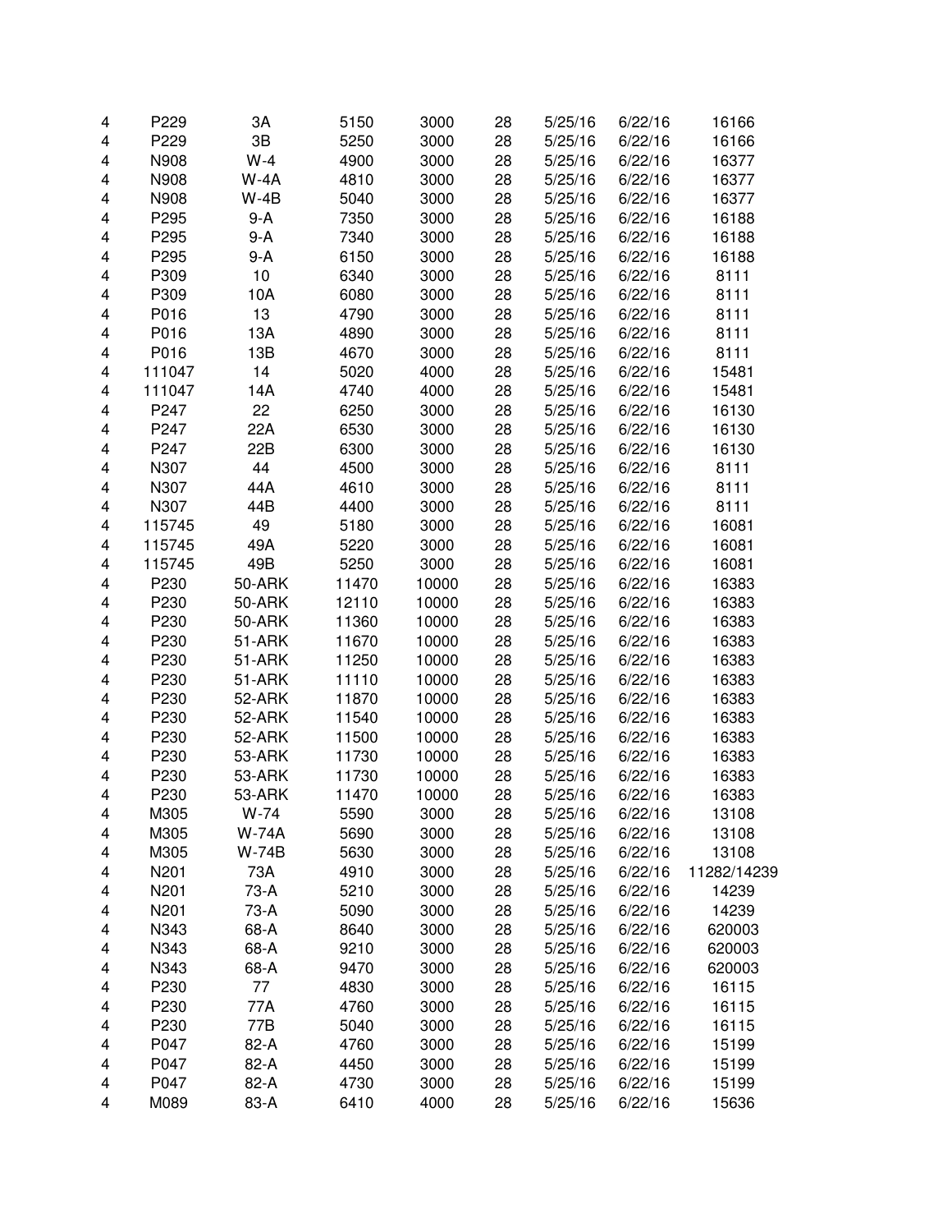| | | | | | | | | |
|---|---|---|---|---|---|---|---|---|
| 4 | P229 | 3A | 5150 | 3000 | 28 | 5/25/16 | 6/22/16 | 16166 |
| 4 | P229 | 3B | 5250 | 3000 | 28 | 5/25/16 | 6/22/16 | 16166 |
| 4 | N908 | W-4 | 4900 | 3000 | 28 | 5/25/16 | 6/22/16 | 16377 |
| 4 | N908 | W-4A | 4810 | 3000 | 28 | 5/25/16 | 6/22/16 | 16377 |
| 4 | N908 | W-4B | 5040 | 3000 | 28 | 5/25/16 | 6/22/16 | 16377 |
| 4 | P295 | 9-A | 7350 | 3000 | 28 | 5/25/16 | 6/22/16 | 16188 |
| 4 | P295 | 9-A | 7340 | 3000 | 28 | 5/25/16 | 6/22/16 | 16188 |
| 4 | P295 | 9-A | 6150 | 3000 | 28 | 5/25/16 | 6/22/16 | 16188 |
| 4 | P309 | 10 | 6340 | 3000 | 28 | 5/25/16 | 6/22/16 | 8111 |
| 4 | P309 | 10A | 6080 | 3000 | 28 | 5/25/16 | 6/22/16 | 8111 |
| 4 | P016 | 13 | 4790 | 3000 | 28 | 5/25/16 | 6/22/16 | 8111 |
| 4 | P016 | 13A | 4890 | 3000 | 28 | 5/25/16 | 6/22/16 | 8111 |
| 4 | P016 | 13B | 4670 | 3000 | 28 | 5/25/16 | 6/22/16 | 8111 |
| 4 | 111047 | 14 | 5020 | 4000 | 28 | 5/25/16 | 6/22/16 | 15481 |
| 4 | 111047 | 14A | 4740 | 4000 | 28 | 5/25/16 | 6/22/16 | 15481 |
| 4 | P247 | 22 | 6250 | 3000 | 28 | 5/25/16 | 6/22/16 | 16130 |
| 4 | P247 | 22A | 6530 | 3000 | 28 | 5/25/16 | 6/22/16 | 16130 |
| 4 | P247 | 22B | 6300 | 3000 | 28 | 5/25/16 | 6/22/16 | 16130 |
| 4 | N307 | 44 | 4500 | 3000 | 28 | 5/25/16 | 6/22/16 | 8111 |
| 4 | N307 | 44A | 4610 | 3000 | 28 | 5/25/16 | 6/22/16 | 8111 |
| 4 | N307 | 44B | 4400 | 3000 | 28 | 5/25/16 | 6/22/16 | 8111 |
| 4 | 115745 | 49 | 5180 | 3000 | 28 | 5/25/16 | 6/22/16 | 16081 |
| 4 | 115745 | 49A | 5220 | 3000 | 28 | 5/25/16 | 6/22/16 | 16081 |
| 4 | 115745 | 49B | 5250 | 3000 | 28 | 5/25/16 | 6/22/16 | 16081 |
| 4 | P230 | 50-ARK | 11470 | 10000 | 28 | 5/25/16 | 6/22/16 | 16383 |
| 4 | P230 | 50-ARK | 12110 | 10000 | 28 | 5/25/16 | 6/22/16 | 16383 |
| 4 | P230 | 50-ARK | 11360 | 10000 | 28 | 5/25/16 | 6/22/16 | 16383 |
| 4 | P230 | 51-ARK | 11670 | 10000 | 28 | 5/25/16 | 6/22/16 | 16383 |
| 4 | P230 | 51-ARK | 11250 | 10000 | 28 | 5/25/16 | 6/22/16 | 16383 |
| 4 | P230 | 51-ARK | 11110 | 10000 | 28 | 5/25/16 | 6/22/16 | 16383 |
| 4 | P230 | 52-ARK | 11870 | 10000 | 28 | 5/25/16 | 6/22/16 | 16383 |
| 4 | P230 | 52-ARK | 11540 | 10000 | 28 | 5/25/16 | 6/22/16 | 16383 |
| 4 | P230 | 52-ARK | 11500 | 10000 | 28 | 5/25/16 | 6/22/16 | 16383 |
| 4 | P230 | 53-ARK | 11730 | 10000 | 28 | 5/25/16 | 6/22/16 | 16383 |
| 4 | P230 | 53-ARK | 11730 | 10000 | 28 | 5/25/16 | 6/22/16 | 16383 |
| 4 | P230 | 53-ARK | 11470 | 10000 | 28 | 5/25/16 | 6/22/16 | 16383 |
| 4 | M305 | W-74 | 5590 | 3000 | 28 | 5/25/16 | 6/22/16 | 13108 |
| 4 | M305 | W-74A | 5690 | 3000 | 28 | 5/25/16 | 6/22/16 | 13108 |
| 4 | M305 | W-74B | 5630 | 3000 | 28 | 5/25/16 | 6/22/16 | 13108 |
| 4 | N201 | 73A | 4910 | 3000 | 28 | 5/25/16 | 6/22/16 | 11282/14239 |
| 4 | N201 | 73-A | 5210 | 3000 | 28 | 5/25/16 | 6/22/16 | 14239 |
| 4 | N201 | 73-A | 5090 | 3000 | 28 | 5/25/16 | 6/22/16 | 14239 |
| 4 | N343 | 68-A | 8640 | 3000 | 28 | 5/25/16 | 6/22/16 | 620003 |
| 4 | N343 | 68-A | 9210 | 3000 | 28 | 5/25/16 | 6/22/16 | 620003 |
| 4 | N343 | 68-A | 9470 | 3000 | 28 | 5/25/16 | 6/22/16 | 620003 |
| 4 | P230 | 77 | 4830 | 3000 | 28 | 5/25/16 | 6/22/16 | 16115 |
| 4 | P230 | 77A | 4760 | 3000 | 28 | 5/25/16 | 6/22/16 | 16115 |
| 4 | P230 | 77B | 5040 | 3000 | 28 | 5/25/16 | 6/22/16 | 16115 |
| 4 | P047 | 82-A | 4760 | 3000 | 28 | 5/25/16 | 6/22/16 | 15199 |
| 4 | P047 | 82-A | 4450 | 3000 | 28 | 5/25/16 | 6/22/16 | 15199 |
| 4 | P047 | 82-A | 4730 | 3000 | 28 | 5/25/16 | 6/22/16 | 15199 |
| 4 | M089 | 83-A | 6410 | 4000 | 28 | 5/25/16 | 6/22/16 | 15636 |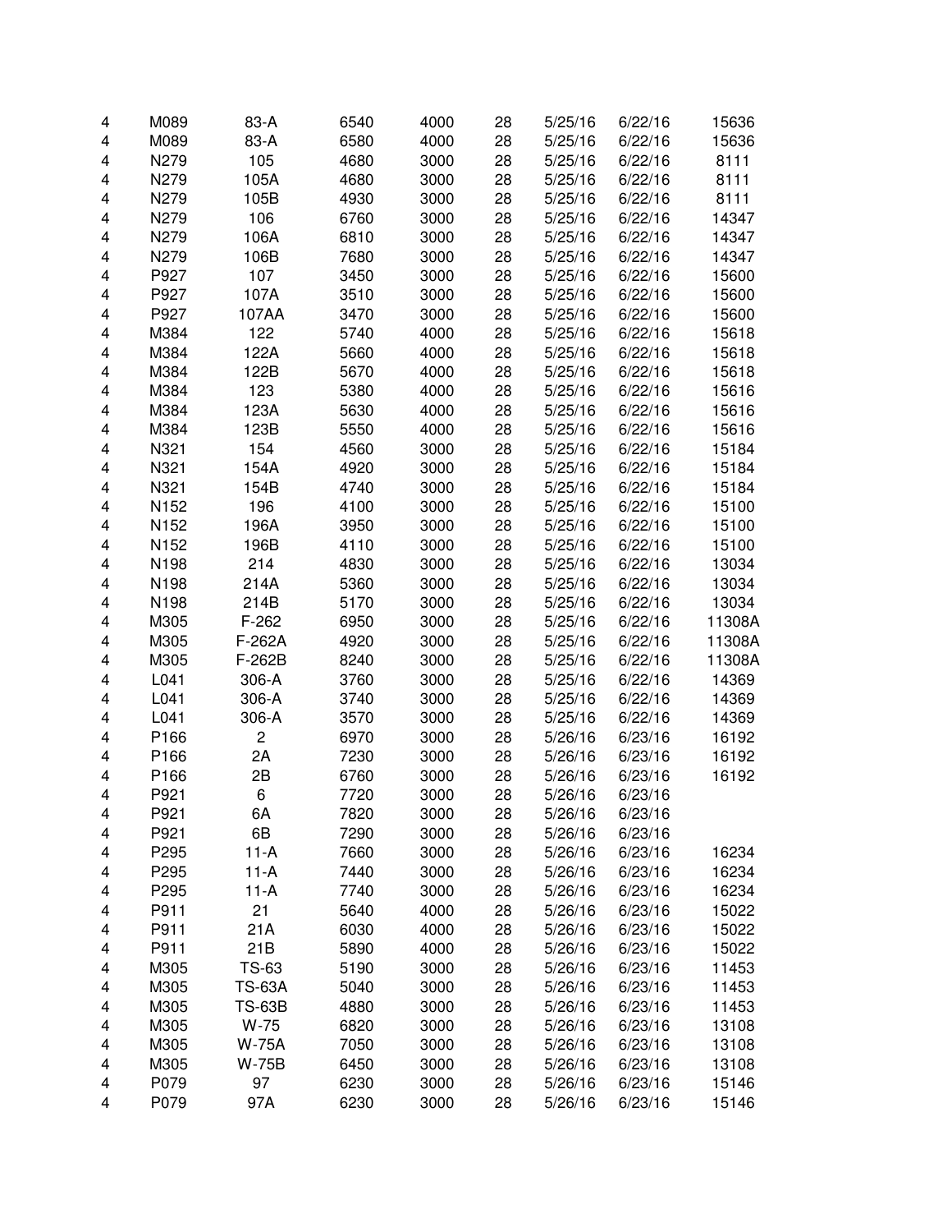| | | | | | | | | |
|---|---|---|---|---|---|---|---|---|
| 4 | M089 | 83-A | 6540 | 4000 | 28 | 5/25/16 | 6/22/16 | 15636 |
| 4 | M089 | 83-A | 6580 | 4000 | 28 | 5/25/16 | 6/22/16 | 15636 |
| 4 | N279 | 105 | 4680 | 3000 | 28 | 5/25/16 | 6/22/16 | 8111 |
| 4 | N279 | 105A | 4680 | 3000 | 28 | 5/25/16 | 6/22/16 | 8111 |
| 4 | N279 | 105B | 4930 | 3000 | 28 | 5/25/16 | 6/22/16 | 8111 |
| 4 | N279 | 106 | 6760 | 3000 | 28 | 5/25/16 | 6/22/16 | 14347 |
| 4 | N279 | 106A | 6810 | 3000 | 28 | 5/25/16 | 6/22/16 | 14347 |
| 4 | N279 | 106B | 7680 | 3000 | 28 | 5/25/16 | 6/22/16 | 14347 |
| 4 | P927 | 107 | 3450 | 3000 | 28 | 5/25/16 | 6/22/16 | 15600 |
| 4 | P927 | 107A | 3510 | 3000 | 28 | 5/25/16 | 6/22/16 | 15600 |
| 4 | P927 | 107AA | 3470 | 3000 | 28 | 5/25/16 | 6/22/16 | 15600 |
| 4 | M384 | 122 | 5740 | 4000 | 28 | 5/25/16 | 6/22/16 | 15618 |
| 4 | M384 | 122A | 5660 | 4000 | 28 | 5/25/16 | 6/22/16 | 15618 |
| 4 | M384 | 122B | 5670 | 4000 | 28 | 5/25/16 | 6/22/16 | 15618 |
| 4 | M384 | 123 | 5380 | 4000 | 28 | 5/25/16 | 6/22/16 | 15616 |
| 4 | M384 | 123A | 5630 | 4000 | 28 | 5/25/16 | 6/22/16 | 15616 |
| 4 | M384 | 123B | 5550 | 4000 | 28 | 5/25/16 | 6/22/16 | 15616 |
| 4 | N321 | 154 | 4560 | 3000 | 28 | 5/25/16 | 6/22/16 | 15184 |
| 4 | N321 | 154A | 4920 | 3000 | 28 | 5/25/16 | 6/22/16 | 15184 |
| 4 | N321 | 154B | 4740 | 3000 | 28 | 5/25/16 | 6/22/16 | 15184 |
| 4 | N152 | 196 | 4100 | 3000 | 28 | 5/25/16 | 6/22/16 | 15100 |
| 4 | N152 | 196A | 3950 | 3000 | 28 | 5/25/16 | 6/22/16 | 15100 |
| 4 | N152 | 196B | 4110 | 3000 | 28 | 5/25/16 | 6/22/16 | 15100 |
| 4 | N198 | 214 | 4830 | 3000 | 28 | 5/25/16 | 6/22/16 | 13034 |
| 4 | N198 | 214A | 5360 | 3000 | 28 | 5/25/16 | 6/22/16 | 13034 |
| 4 | N198 | 214B | 5170 | 3000 | 28 | 5/25/16 | 6/22/16 | 13034 |
| 4 | M305 | F-262 | 6950 | 3000 | 28 | 5/25/16 | 6/22/16 | 11308A |
| 4 | M305 | F-262A | 4920 | 3000 | 28 | 5/25/16 | 6/22/16 | 11308A |
| 4 | M305 | F-262B | 8240 | 3000 | 28 | 5/25/16 | 6/22/16 | 11308A |
| 4 | L041 | 306-A | 3760 | 3000 | 28 | 5/25/16 | 6/22/16 | 14369 |
| 4 | L041 | 306-A | 3740 | 3000 | 28 | 5/25/16 | 6/22/16 | 14369 |
| 4 | L041 | 306-A | 3570 | 3000 | 28 | 5/25/16 | 6/22/16 | 14369 |
| 4 | P166 | 2 | 6970 | 3000 | 28 | 5/26/16 | 6/23/16 | 16192 |
| 4 | P166 | 2A | 7230 | 3000 | 28 | 5/26/16 | 6/23/16 | 16192 |
| 4 | P166 | 2B | 6760 | 3000 | 28 | 5/26/16 | 6/23/16 | 16192 |
| 4 | P921 | 6 | 7720 | 3000 | 28 | 5/26/16 | 6/23/16 | |
| 4 | P921 | 6A | 7820 | 3000 | 28 | 5/26/16 | 6/23/16 | |
| 4 | P921 | 6B | 7290 | 3000 | 28 | 5/26/16 | 6/23/16 | |
| 4 | P295 | 11-A | 7660 | 3000 | 28 | 5/26/16 | 6/23/16 | 16234 |
| 4 | P295 | 11-A | 7440 | 3000 | 28 | 5/26/16 | 6/23/16 | 16234 |
| 4 | P295 | 11-A | 7740 | 3000 | 28 | 5/26/16 | 6/23/16 | 16234 |
| 4 | P911 | 21 | 5640 | 4000 | 28 | 5/26/16 | 6/23/16 | 15022 |
| 4 | P911 | 21A | 6030 | 4000 | 28 | 5/26/16 | 6/23/16 | 15022 |
| 4 | P911 | 21B | 5890 | 4000 | 28 | 5/26/16 | 6/23/16 | 15022 |
| 4 | M305 | TS-63 | 5190 | 3000 | 28 | 5/26/16 | 6/23/16 | 11453 |
| 4 | M305 | TS-63A | 5040 | 3000 | 28 | 5/26/16 | 6/23/16 | 11453 |
| 4 | M305 | TS-63B | 4880 | 3000 | 28 | 5/26/16 | 6/23/16 | 11453 |
| 4 | M305 | W-75 | 6820 | 3000 | 28 | 5/26/16 | 6/23/16 | 13108 |
| 4 | M305 | W-75A | 7050 | 3000 | 28 | 5/26/16 | 6/23/16 | 13108 |
| 4 | M305 | W-75B | 6450 | 3000 | 28 | 5/26/16 | 6/23/16 | 13108 |
| 4 | P079 | 97 | 6230 | 3000 | 28 | 5/26/16 | 6/23/16 | 15146 |
| 4 | P079 | 97A | 6230 | 3000 | 28 | 5/26/16 | 6/23/16 | 15146 |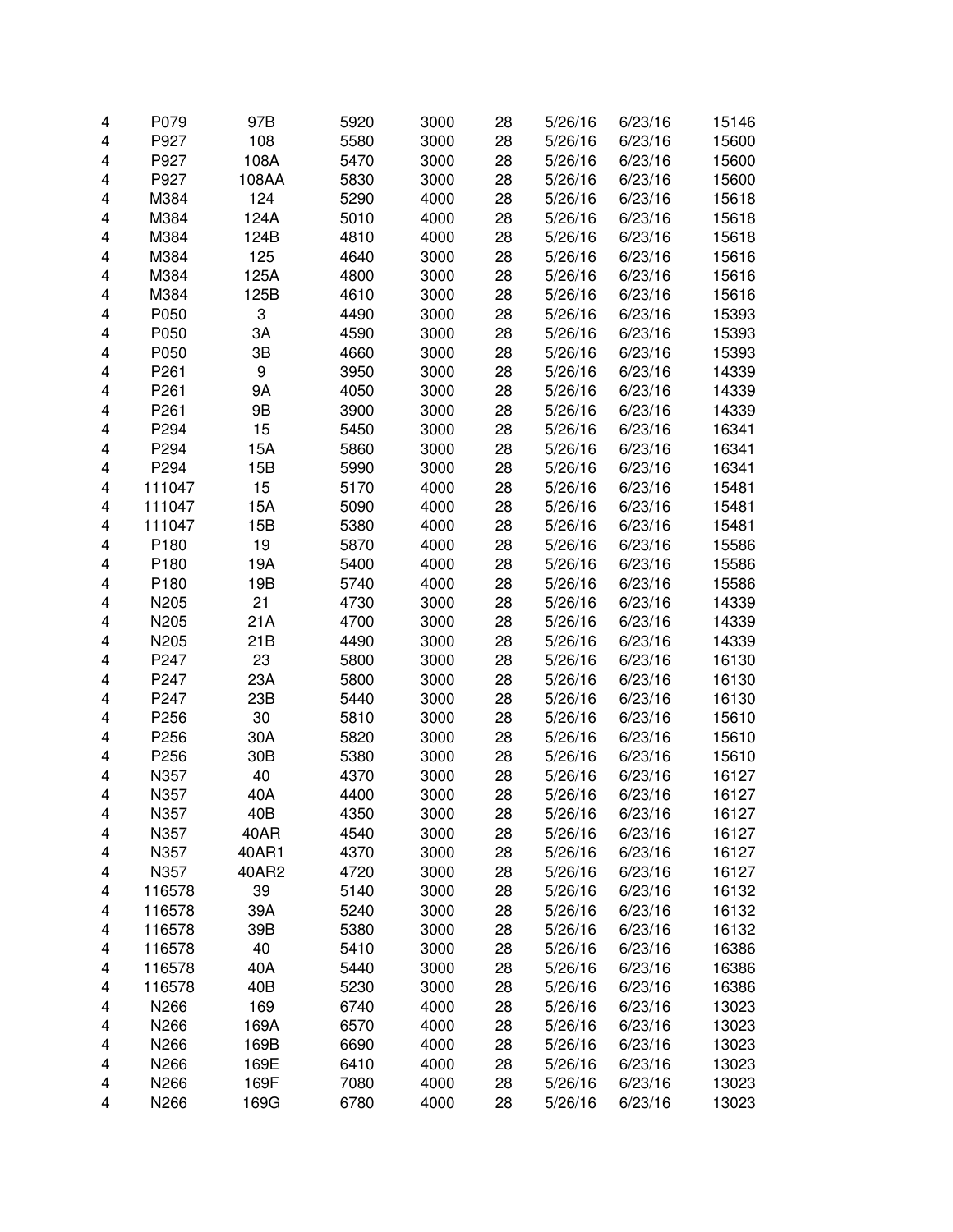| | | | | | | | | |
|---|---|---|---|---|---|---|---|---|
| 4 | P079 | 97B | 5920 | 3000 | 28 | 5/26/16 | 6/23/16 | 15146 |
| 4 | P927 | 108 | 5580 | 3000 | 28 | 5/26/16 | 6/23/16 | 15600 |
| 4 | P927 | 108A | 5470 | 3000 | 28 | 5/26/16 | 6/23/16 | 15600 |
| 4 | P927 | 108AA | 5830 | 3000 | 28 | 5/26/16 | 6/23/16 | 15600 |
| 4 | M384 | 124 | 5290 | 4000 | 28 | 5/26/16 | 6/23/16 | 15618 |
| 4 | M384 | 124A | 5010 | 4000 | 28 | 5/26/16 | 6/23/16 | 15618 |
| 4 | M384 | 124B | 4810 | 4000 | 28 | 5/26/16 | 6/23/16 | 15618 |
| 4 | M384 | 125 | 4640 | 3000 | 28 | 5/26/16 | 6/23/16 | 15616 |
| 4 | M384 | 125A | 4800 | 3000 | 28 | 5/26/16 | 6/23/16 | 15616 |
| 4 | M384 | 125B | 4610 | 3000 | 28 | 5/26/16 | 6/23/16 | 15616 |
| 4 | P050 | 3 | 4490 | 3000 | 28 | 5/26/16 | 6/23/16 | 15393 |
| 4 | P050 | 3A | 4590 | 3000 | 28 | 5/26/16 | 6/23/16 | 15393 |
| 4 | P050 | 3B | 4660 | 3000 | 28 | 5/26/16 | 6/23/16 | 15393 |
| 4 | P261 | 9 | 3950 | 3000 | 28 | 5/26/16 | 6/23/16 | 14339 |
| 4 | P261 | 9A | 4050 | 3000 | 28 | 5/26/16 | 6/23/16 | 14339 |
| 4 | P261 | 9B | 3900 | 3000 | 28 | 5/26/16 | 6/23/16 | 14339 |
| 4 | P294 | 15 | 5450 | 3000 | 28 | 5/26/16 | 6/23/16 | 16341 |
| 4 | P294 | 15A | 5860 | 3000 | 28 | 5/26/16 | 6/23/16 | 16341 |
| 4 | P294 | 15B | 5990 | 3000 | 28 | 5/26/16 | 6/23/16 | 16341 |
| 4 | 111047 | 15 | 5170 | 4000 | 28 | 5/26/16 | 6/23/16 | 15481 |
| 4 | 111047 | 15A | 5090 | 4000 | 28 | 5/26/16 | 6/23/16 | 15481 |
| 4 | 111047 | 15B | 5380 | 4000 | 28 | 5/26/16 | 6/23/16 | 15481 |
| 4 | P180 | 19 | 5870 | 4000 | 28 | 5/26/16 | 6/23/16 | 15586 |
| 4 | P180 | 19A | 5400 | 4000 | 28 | 5/26/16 | 6/23/16 | 15586 |
| 4 | P180 | 19B | 5740 | 4000 | 28 | 5/26/16 | 6/23/16 | 15586 |
| 4 | N205 | 21 | 4730 | 3000 | 28 | 5/26/16 | 6/23/16 | 14339 |
| 4 | N205 | 21A | 4700 | 3000 | 28 | 5/26/16 | 6/23/16 | 14339 |
| 4 | N205 | 21B | 4490 | 3000 | 28 | 5/26/16 | 6/23/16 | 14339 |
| 4 | P247 | 23 | 5800 | 3000 | 28 | 5/26/16 | 6/23/16 | 16130 |
| 4 | P247 | 23A | 5800 | 3000 | 28 | 5/26/16 | 6/23/16 | 16130 |
| 4 | P247 | 23B | 5440 | 3000 | 28 | 5/26/16 | 6/23/16 | 16130 |
| 4 | P256 | 30 | 5810 | 3000 | 28 | 5/26/16 | 6/23/16 | 15610 |
| 4 | P256 | 30A | 5820 | 3000 | 28 | 5/26/16 | 6/23/16 | 15610 |
| 4 | P256 | 30B | 5380 | 3000 | 28 | 5/26/16 | 6/23/16 | 15610 |
| 4 | N357 | 40 | 4370 | 3000 | 28 | 5/26/16 | 6/23/16 | 16127 |
| 4 | N357 | 40A | 4400 | 3000 | 28 | 5/26/16 | 6/23/16 | 16127 |
| 4 | N357 | 40B | 4350 | 3000 | 28 | 5/26/16 | 6/23/16 | 16127 |
| 4 | N357 | 40AR | 4540 | 3000 | 28 | 5/26/16 | 6/23/16 | 16127 |
| 4 | N357 | 40AR1 | 4370 | 3000 | 28 | 5/26/16 | 6/23/16 | 16127 |
| 4 | N357 | 40AR2 | 4720 | 3000 | 28 | 5/26/16 | 6/23/16 | 16127 |
| 4 | 116578 | 39 | 5140 | 3000 | 28 | 5/26/16 | 6/23/16 | 16132 |
| 4 | 116578 | 39A | 5240 | 3000 | 28 | 5/26/16 | 6/23/16 | 16132 |
| 4 | 116578 | 39B | 5380 | 3000 | 28 | 5/26/16 | 6/23/16 | 16132 |
| 4 | 116578 | 40 | 5410 | 3000 | 28 | 5/26/16 | 6/23/16 | 16386 |
| 4 | 116578 | 40A | 5440 | 3000 | 28 | 5/26/16 | 6/23/16 | 16386 |
| 4 | 116578 | 40B | 5230 | 3000 | 28 | 5/26/16 | 6/23/16 | 16386 |
| 4 | N266 | 169 | 6740 | 4000 | 28 | 5/26/16 | 6/23/16 | 13023 |
| 4 | N266 | 169A | 6570 | 4000 | 28 | 5/26/16 | 6/23/16 | 13023 |
| 4 | N266 | 169B | 6690 | 4000 | 28 | 5/26/16 | 6/23/16 | 13023 |
| 4 | N266 | 169E | 6410 | 4000 | 28 | 5/26/16 | 6/23/16 | 13023 |
| 4 | N266 | 169F | 7080 | 4000 | 28 | 5/26/16 | 6/23/16 | 13023 |
| 4 | N266 | 169G | 6780 | 4000 | 28 | 5/26/16 | 6/23/16 | 13023 |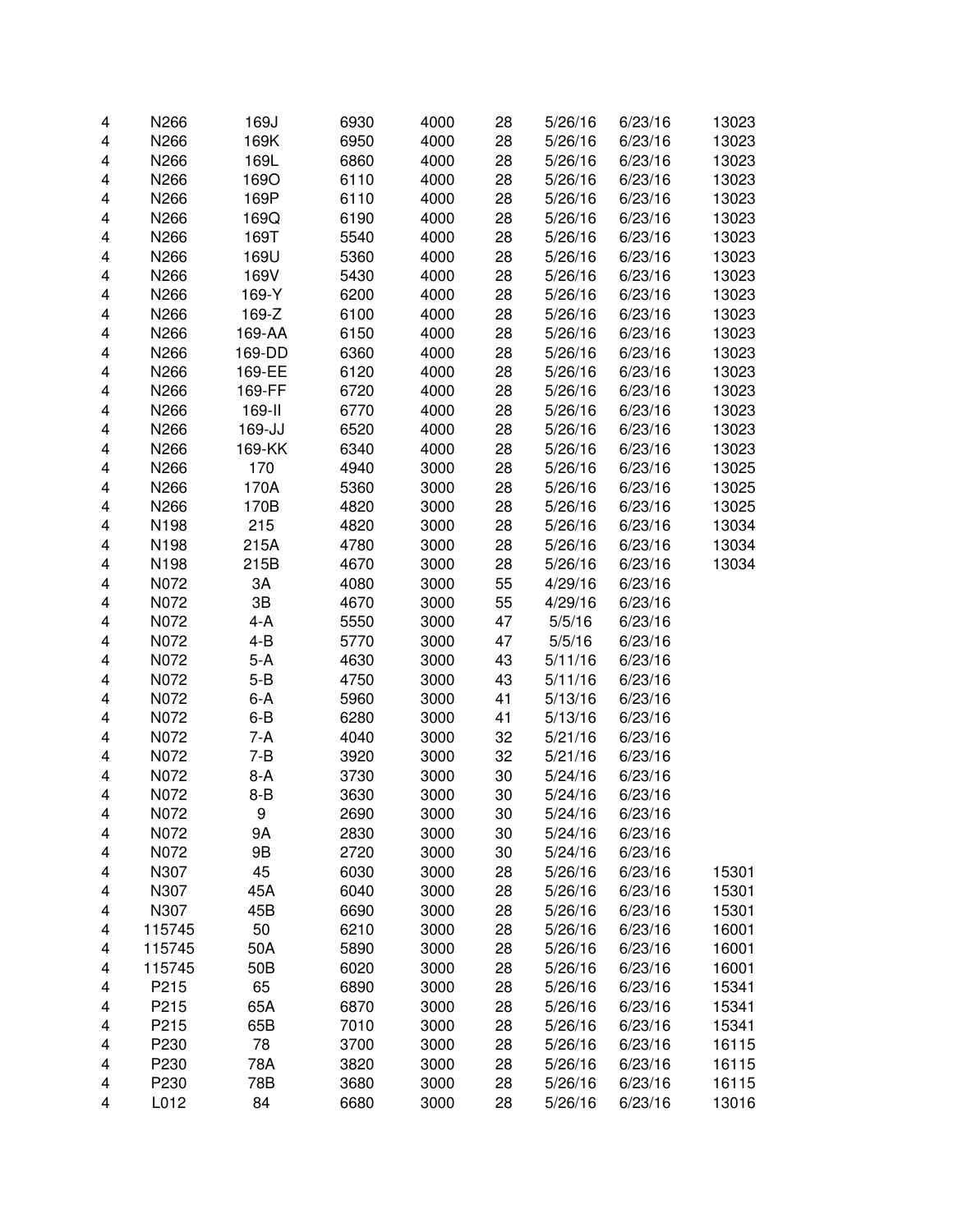| | | | | | | | | |
|---|---|---|---|---|---|---|---|---|
| 4 | N266 | 169J | 6930 | 4000 | 28 | 5/26/16 | 6/23/16 | 13023 |
| 4 | N266 | 169K | 6950 | 4000 | 28 | 5/26/16 | 6/23/16 | 13023 |
| 4 | N266 | 169L | 6860 | 4000 | 28 | 5/26/16 | 6/23/16 | 13023 |
| 4 | N266 | 169O | 6110 | 4000 | 28 | 5/26/16 | 6/23/16 | 13023 |
| 4 | N266 | 169P | 6110 | 4000 | 28 | 5/26/16 | 6/23/16 | 13023 |
| 4 | N266 | 169Q | 6190 | 4000 | 28 | 5/26/16 | 6/23/16 | 13023 |
| 4 | N266 | 169T | 5540 | 4000 | 28 | 5/26/16 | 6/23/16 | 13023 |
| 4 | N266 | 169U | 5360 | 4000 | 28 | 5/26/16 | 6/23/16 | 13023 |
| 4 | N266 | 169V | 5430 | 4000 | 28 | 5/26/16 | 6/23/16 | 13023 |
| 4 | N266 | 169-Y | 6200 | 4000 | 28 | 5/26/16 | 6/23/16 | 13023 |
| 4 | N266 | 169-Z | 6100 | 4000 | 28 | 5/26/16 | 6/23/16 | 13023 |
| 4 | N266 | 169-AA | 6150 | 4000 | 28 | 5/26/16 | 6/23/16 | 13023 |
| 4 | N266 | 169-DD | 6360 | 4000 | 28 | 5/26/16 | 6/23/16 | 13023 |
| 4 | N266 | 169-EE | 6120 | 4000 | 28 | 5/26/16 | 6/23/16 | 13023 |
| 4 | N266 | 169-FF | 6720 | 4000 | 28 | 5/26/16 | 6/23/16 | 13023 |
| 4 | N266 | 169-II | 6770 | 4000 | 28 | 5/26/16 | 6/23/16 | 13023 |
| 4 | N266 | 169-JJ | 6520 | 4000 | 28 | 5/26/16 | 6/23/16 | 13023 |
| 4 | N266 | 169-KK | 6340 | 4000 | 28 | 5/26/16 | 6/23/16 | 13023 |
| 4 | N266 | 170 | 4940 | 3000 | 28 | 5/26/16 | 6/23/16 | 13025 |
| 4 | N266 | 170A | 5360 | 3000 | 28 | 5/26/16 | 6/23/16 | 13025 |
| 4 | N266 | 170B | 4820 | 3000 | 28 | 5/26/16 | 6/23/16 | 13025 |
| 4 | N198 | 215 | 4820 | 3000 | 28 | 5/26/16 | 6/23/16 | 13034 |
| 4 | N198 | 215A | 4780 | 3000 | 28 | 5/26/16 | 6/23/16 | 13034 |
| 4 | N198 | 215B | 4670 | 3000 | 28 | 5/26/16 | 6/23/16 | 13034 |
| 4 | N072 | 3A | 4080 | 3000 | 55 | 4/29/16 | 6/23/16 | |
| 4 | N072 | 3B | 4670 | 3000 | 55 | 4/29/16 | 6/23/16 | |
| 4 | N072 | 4-A | 5550 | 3000 | 47 | 5/5/16 | 6/23/16 | |
| 4 | N072 | 4-B | 5770 | 3000 | 47 | 5/5/16 | 6/23/16 | |
| 4 | N072 | 5-A | 4630 | 3000 | 43 | 5/11/16 | 6/23/16 | |
| 4 | N072 | 5-B | 4750 | 3000 | 43 | 5/11/16 | 6/23/16 | |
| 4 | N072 | 6-A | 5960 | 3000 | 41 | 5/13/16 | 6/23/16 | |
| 4 | N072 | 6-B | 6280 | 3000 | 41 | 5/13/16 | 6/23/16 | |
| 4 | N072 | 7-A | 4040 | 3000 | 32 | 5/21/16 | 6/23/16 | |
| 4 | N072 | 7-B | 3920 | 3000 | 32 | 5/21/16 | 6/23/16 | |
| 4 | N072 | 8-A | 3730 | 3000 | 30 | 5/24/16 | 6/23/16 | |
| 4 | N072 | 8-B | 3630 | 3000 | 30 | 5/24/16 | 6/23/16 | |
| 4 | N072 | 9 | 2690 | 3000 | 30 | 5/24/16 | 6/23/16 | |
| 4 | N072 | 9A | 2830 | 3000 | 30 | 5/24/16 | 6/23/16 | |
| 4 | N072 | 9B | 2720 | 3000 | 30 | 5/24/16 | 6/23/16 | |
| 4 | N307 | 45 | 6030 | 3000 | 28 | 5/26/16 | 6/23/16 | 15301 |
| 4 | N307 | 45A | 6040 | 3000 | 28 | 5/26/16 | 6/23/16 | 15301 |
| 4 | N307 | 45B | 6690 | 3000 | 28 | 5/26/16 | 6/23/16 | 15301 |
| 4 | 115745 | 50 | 6210 | 3000 | 28 | 5/26/16 | 6/23/16 | 16001 |
| 4 | 115745 | 50A | 5890 | 3000 | 28 | 5/26/16 | 6/23/16 | 16001 |
| 4 | 115745 | 50B | 6020 | 3000 | 28 | 5/26/16 | 6/23/16 | 16001 |
| 4 | P215 | 65 | 6890 | 3000 | 28 | 5/26/16 | 6/23/16 | 15341 |
| 4 | P215 | 65A | 6870 | 3000 | 28 | 5/26/16 | 6/23/16 | 15341 |
| 4 | P215 | 65B | 7010 | 3000 | 28 | 5/26/16 | 6/23/16 | 15341 |
| 4 | P230 | 78 | 3700 | 3000 | 28 | 5/26/16 | 6/23/16 | 16115 |
| 4 | P230 | 78A | 3820 | 3000 | 28 | 5/26/16 | 6/23/16 | 16115 |
| 4 | P230 | 78B | 3680 | 3000 | 28 | 5/26/16 | 6/23/16 | 16115 |
| 4 | L012 | 84 | 6680 | 3000 | 28 | 5/26/16 | 6/23/16 | 13016 |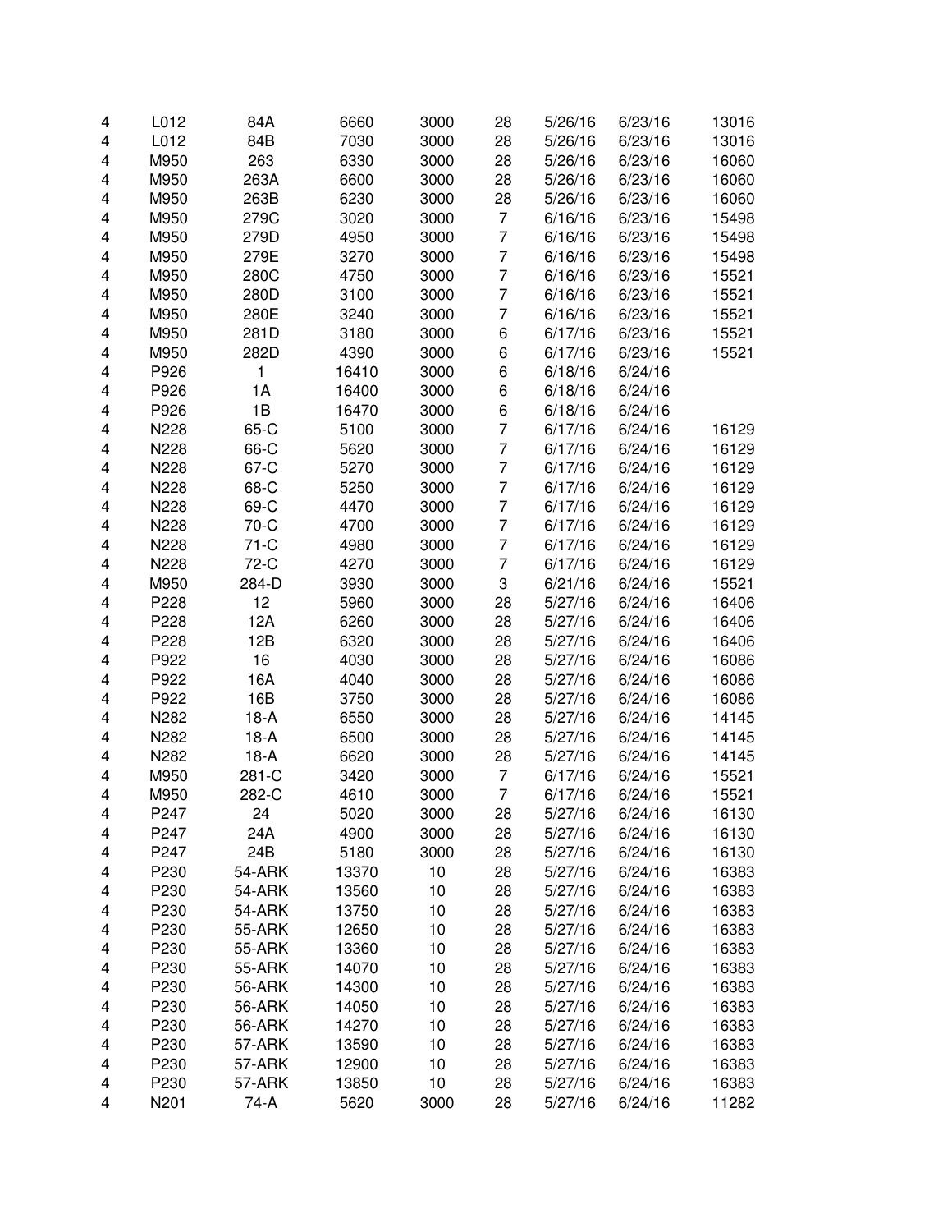| | | | | | | | | |
|---|---|---|---|---|---|---|---|---|
| 4 | L012 | 84A | 6660 | 3000 | 28 | 5/26/16 | 6/23/16 | 13016 |
| 4 | L012 | 84B | 7030 | 3000 | 28 | 5/26/16 | 6/23/16 | 13016 |
| 4 | M950 | 263 | 6330 | 3000 | 28 | 5/26/16 | 6/23/16 | 16060 |
| 4 | M950 | 263A | 6600 | 3000 | 28 | 5/26/16 | 6/23/16 | 16060 |
| 4 | M950 | 263B | 6230 | 3000 | 28 | 5/26/16 | 6/23/16 | 16060 |
| 4 | M950 | 279C | 3020 | 3000 | 7 | 6/16/16 | 6/23/16 | 15498 |
| 4 | M950 | 279D | 4950 | 3000 | 7 | 6/16/16 | 6/23/16 | 15498 |
| 4 | M950 | 279E | 3270 | 3000 | 7 | 6/16/16 | 6/23/16 | 15498 |
| 4 | M950 | 280C | 4750 | 3000 | 7 | 6/16/16 | 6/23/16 | 15521 |
| 4 | M950 | 280D | 3100 | 3000 | 7 | 6/16/16 | 6/23/16 | 15521 |
| 4 | M950 | 280E | 3240 | 3000 | 7 | 6/16/16 | 6/23/16 | 15521 |
| 4 | M950 | 281D | 3180 | 3000 | 6 | 6/17/16 | 6/23/16 | 15521 |
| 4 | M950 | 282D | 4390 | 3000 | 6 | 6/17/16 | 6/23/16 | 15521 |
| 4 | P926 | 1 | 16410 | 3000 | 6 | 6/18/16 | 6/24/16 | |
| 4 | P926 | 1A | 16400 | 3000 | 6 | 6/18/16 | 6/24/16 | |
| 4 | P926 | 1B | 16470 | 3000 | 6 | 6/18/16 | 6/24/16 | |
| 4 | N228 | 65-C | 5100 | 3000 | 7 | 6/17/16 | 6/24/16 | 16129 |
| 4 | N228 | 66-C | 5620 | 3000 | 7 | 6/17/16 | 6/24/16 | 16129 |
| 4 | N228 | 67-C | 5270 | 3000 | 7 | 6/17/16 | 6/24/16 | 16129 |
| 4 | N228 | 68-C | 5250 | 3000 | 7 | 6/17/16 | 6/24/16 | 16129 |
| 4 | N228 | 69-C | 4470 | 3000 | 7 | 6/17/16 | 6/24/16 | 16129 |
| 4 | N228 | 70-C | 4700 | 3000 | 7 | 6/17/16 | 6/24/16 | 16129 |
| 4 | N228 | 71-C | 4980 | 3000 | 7 | 6/17/16 | 6/24/16 | 16129 |
| 4 | N228 | 72-C | 4270 | 3000 | 7 | 6/17/16 | 6/24/16 | 16129 |
| 4 | M950 | 284-D | 3930 | 3000 | 3 | 6/21/16 | 6/24/16 | 15521 |
| 4 | P228 | 12 | 5960 | 3000 | 28 | 5/27/16 | 6/24/16 | 16406 |
| 4 | P228 | 12A | 6260 | 3000 | 28 | 5/27/16 | 6/24/16 | 16406 |
| 4 | P228 | 12B | 6320 | 3000 | 28 | 5/27/16 | 6/24/16 | 16406 |
| 4 | P922 | 16 | 4030 | 3000 | 28 | 5/27/16 | 6/24/16 | 16086 |
| 4 | P922 | 16A | 4040 | 3000 | 28 | 5/27/16 | 6/24/16 | 16086 |
| 4 | P922 | 16B | 3750 | 3000 | 28 | 5/27/16 | 6/24/16 | 16086 |
| 4 | N282 | 18-A | 6550 | 3000 | 28 | 5/27/16 | 6/24/16 | 14145 |
| 4 | N282 | 18-A | 6500 | 3000 | 28 | 5/27/16 | 6/24/16 | 14145 |
| 4 | N282 | 18-A | 6620 | 3000 | 28 | 5/27/16 | 6/24/16 | 14145 |
| 4 | M950 | 281-C | 3420 | 3000 | 7 | 6/17/16 | 6/24/16 | 15521 |
| 4 | M950 | 282-C | 4610 | 3000 | 7 | 6/17/16 | 6/24/16 | 15521 |
| 4 | P247 | 24 | 5020 | 3000 | 28 | 5/27/16 | 6/24/16 | 16130 |
| 4 | P247 | 24A | 4900 | 3000 | 28 | 5/27/16 | 6/24/16 | 16130 |
| 4 | P247 | 24B | 5180 | 3000 | 28 | 5/27/16 | 6/24/16 | 16130 |
| 4 | P230 | 54-ARK | 13370 | 10 | 28 | 5/27/16 | 6/24/16 | 16383 |
| 4 | P230 | 54-ARK | 13560 | 10 | 28 | 5/27/16 | 6/24/16 | 16383 |
| 4 | P230 | 54-ARK | 13750 | 10 | 28 | 5/27/16 | 6/24/16 | 16383 |
| 4 | P230 | 55-ARK | 12650 | 10 | 28 | 5/27/16 | 6/24/16 | 16383 |
| 4 | P230 | 55-ARK | 13360 | 10 | 28 | 5/27/16 | 6/24/16 | 16383 |
| 4 | P230 | 55-ARK | 14070 | 10 | 28 | 5/27/16 | 6/24/16 | 16383 |
| 4 | P230 | 56-ARK | 14300 | 10 | 28 | 5/27/16 | 6/24/16 | 16383 |
| 4 | P230 | 56-ARK | 14050 | 10 | 28 | 5/27/16 | 6/24/16 | 16383 |
| 4 | P230 | 56-ARK | 14270 | 10 | 28 | 5/27/16 | 6/24/16 | 16383 |
| 4 | P230 | 57-ARK | 13590 | 10 | 28 | 5/27/16 | 6/24/16 | 16383 |
| 4 | P230 | 57-ARK | 12900 | 10 | 28 | 5/27/16 | 6/24/16 | 16383 |
| 4 | P230 | 57-ARK | 13850 | 10 | 28 | 5/27/16 | 6/24/16 | 16383 |
| 4 | N201 | 74-A | 5620 | 3000 | 28 | 5/27/16 | 6/24/16 | 11282 |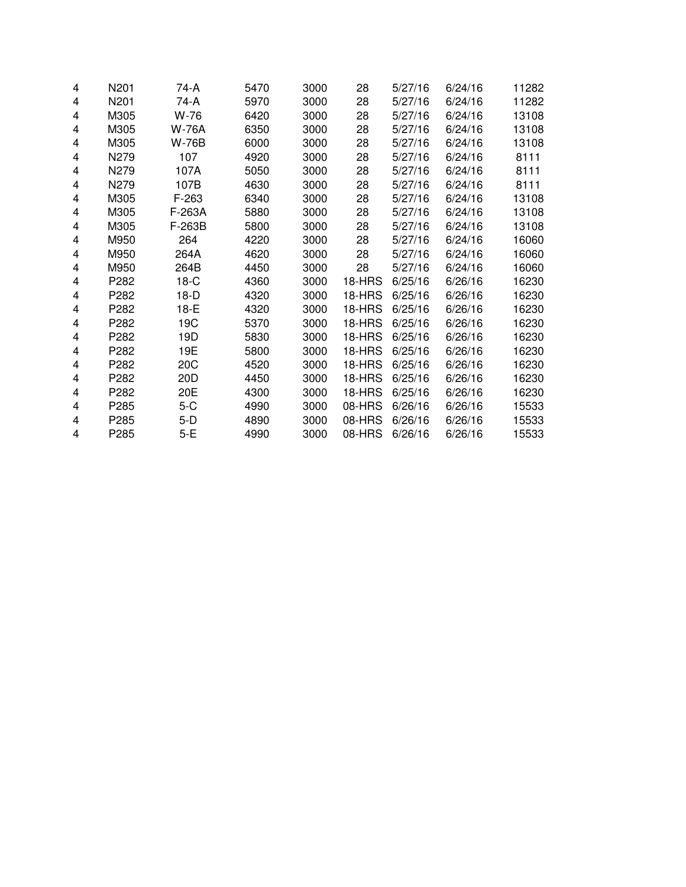| | | | | | | | | |
|---|---|---|---|---|---|---|---|---|
| 4 | N201 | 74-A | 5470 | 3000 | 28 | 5/27/16 | 6/24/16 | 11282 |
| 4 | N201 | 74-A | 5970 | 3000 | 28 | 5/27/16 | 6/24/16 | 11282 |
| 4 | M305 | W-76 | 6420 | 3000 | 28 | 5/27/16 | 6/24/16 | 13108 |
| 4 | M305 | W-76A | 6350 | 3000 | 28 | 5/27/16 | 6/24/16 | 13108 |
| 4 | M305 | W-76B | 6000 | 3000 | 28 | 5/27/16 | 6/24/16 | 13108 |
| 4 | N279 | 107 | 4920 | 3000 | 28 | 5/27/16 | 6/24/16 | 8111 |
| 4 | N279 | 107A | 5050 | 3000 | 28 | 5/27/16 | 6/24/16 | 8111 |
| 4 | N279 | 107B | 4630 | 3000 | 28 | 5/27/16 | 6/24/16 | 8111 |
| 4 | M305 | F-263 | 6340 | 3000 | 28 | 5/27/16 | 6/24/16 | 13108 |
| 4 | M305 | F-263A | 5880 | 3000 | 28 | 5/27/16 | 6/24/16 | 13108 |
| 4 | M305 | F-263B | 5800 | 3000 | 28 | 5/27/16 | 6/24/16 | 13108 |
| 4 | M950 | 264 | 4220 | 3000 | 28 | 5/27/16 | 6/24/16 | 16060 |
| 4 | M950 | 264A | 4620 | 3000 | 28 | 5/27/16 | 6/24/16 | 16060 |
| 4 | M950 | 264B | 4450 | 3000 | 28 | 5/27/16 | 6/24/16 | 16060 |
| 4 | P282 | 18-C | 4360 | 3000 | 18-HRS | 6/25/16 | 6/26/16 | 16230 |
| 4 | P282 | 18-D | 4320 | 3000 | 18-HRS | 6/25/16 | 6/26/16 | 16230 |
| 4 | P282 | 18-E | 4320 | 3000 | 18-HRS | 6/25/16 | 6/26/16 | 16230 |
| 4 | P282 | 19C | 5370 | 3000 | 18-HRS | 6/25/16 | 6/26/16 | 16230 |
| 4 | P282 | 19D | 5830 | 3000 | 18-HRS | 6/25/16 | 6/26/16 | 16230 |
| 4 | P282 | 19E | 5800 | 3000 | 18-HRS | 6/25/16 | 6/26/16 | 16230 |
| 4 | P282 | 20C | 4520 | 3000 | 18-HRS | 6/25/16 | 6/26/16 | 16230 |
| 4 | P282 | 20D | 4450 | 3000 | 18-HRS | 6/25/16 | 6/26/16 | 16230 |
| 4 | P282 | 20E | 4300 | 3000 | 18-HRS | 6/25/16 | 6/26/16 | 16230 |
| 4 | P285 | 5-C | 4990 | 3000 | 08-HRS | 6/26/16 | 6/26/16 | 15533 |
| 4 | P285 | 5-D | 4890 | 3000 | 08-HRS | 6/26/16 | 6/26/16 | 15533 |
| 4 | P285 | 5-E | 4990 | 3000 | 08-HRS | 6/26/16 | 6/26/16 | 15533 |